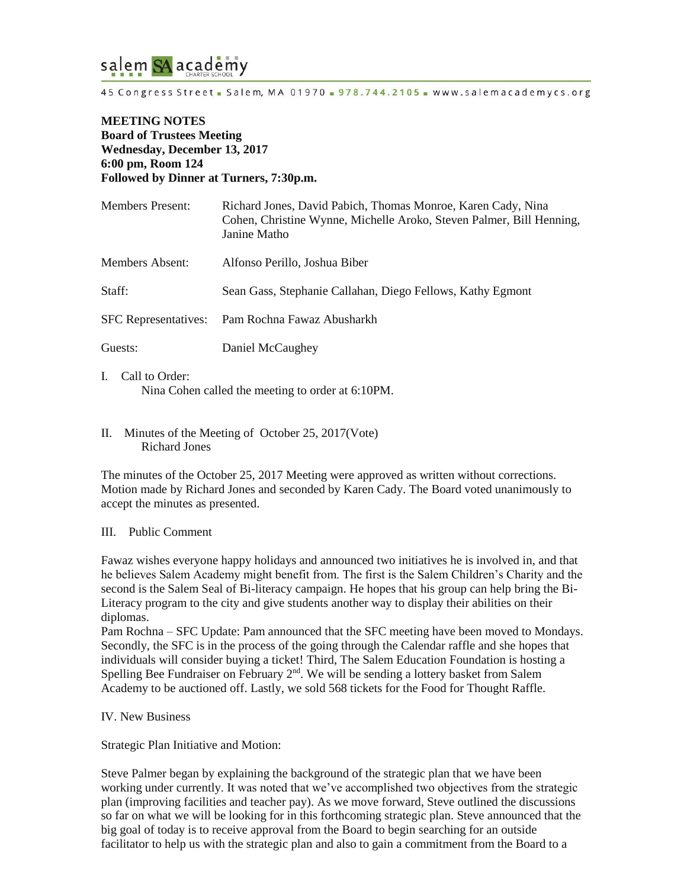salem SA academy CHARTER SCHOOL

45 Congress Street ▪ Salem, MA 01970 ▪ 978.744.2105 ▪ www.salemacademycs.org

**MEETING NOTES**
**Board of Trustees Meeting**
**Wednesday, December 13, 2017**
**6:00 pm, Room 124**
**Followed by Dinner at Turners, 7:30p.m.**

| | |
|---|---|
| Members Present: | Richard Jones, David Pabich, Thomas Monroe, Karen Cady, Nina Cohen, Christine Wynne, Michelle Aroko, Steven Palmer, Bill Henning, Janine Matho |
| Members Absent: | Alfonso Perillo, Joshua Biber |
| Staff: | Sean Gass, Stephanie Callahan, Diego Fellows, Kathy Egmont |
| SFC Representatives: | Pam Rochna Fawaz Abusharkh |
| Guests: | Daniel McCaughey |

I. Call to Order:
Nina Cohen called the meeting to order at 6:10PM.

II. Minutes of the Meeting of October 25, 2017(Vote)
Richard Jones

The minutes of the October 25, 2017 Meeting were approved as written without corrections. Motion made by Richard Jones and seconded by Karen Cady. The Board voted unanimously to accept the minutes as presented.

III. Public Comment

Fawaz wishes everyone happy holidays and announced two initiatives he is involved in, and that he believes Salem Academy might benefit from. The first is the Salem Children's Charity and the second is the Salem Seal of Bi-literacy campaign. He hopes that his group can help bring the Bi-Literacy program to the city and give students another way to display their abilities on their diplomas.
Pam Rochna – SFC Update: Pam announced that the SFC meeting have been moved to Mondays. Secondly, the SFC is in the process of the going through the Calendar raffle and she hopes that individuals will consider buying a ticket! Third, The Salem Education Foundation is hosting a Spelling Bee Fundraiser on February 2nd. We will be sending a lottery basket from Salem Academy to be auctioned off. Lastly, we sold 568 tickets for the Food for Thought Raffle.

IV. New Business

Strategic Plan Initiative and Motion:

Steve Palmer began by explaining the background of the strategic plan that we have been working under currently. It was noted that we've accomplished two objectives from the strategic plan (improving facilities and teacher pay). As we move forward, Steve outlined the discussions so far on what we will be looking for in this forthcoming strategic plan. Steve announced that the big goal of today is to receive approval from the Board to begin searching for an outside facilitator to help us with the strategic plan and also to gain a commitment from the Board to a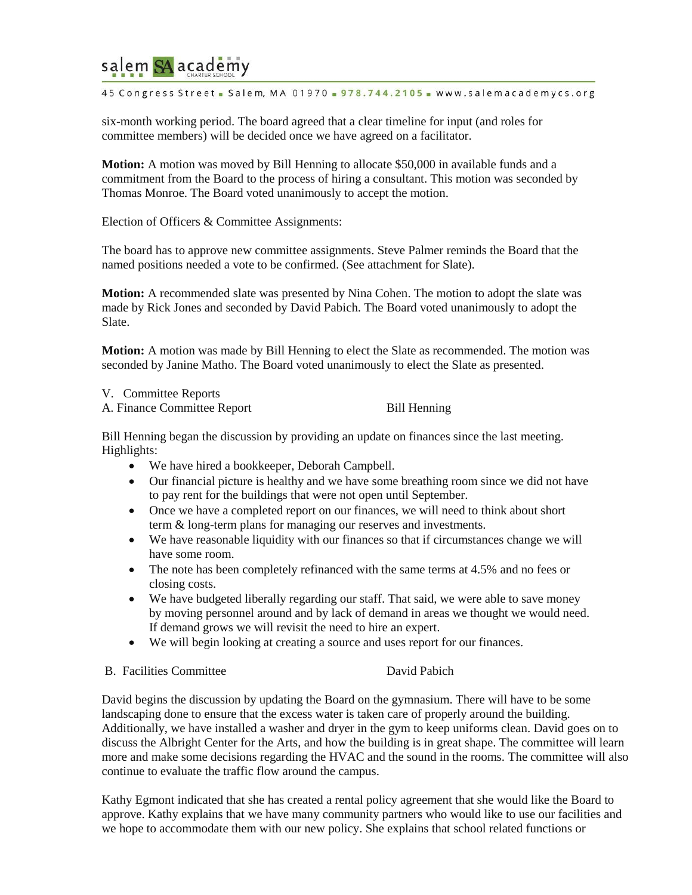six-month working period. The board agreed that a clear timeline for input (and roles for committee members) will be decided once we have agreed on a facilitator.

**Motion:** A motion was moved by Bill Henning to allocate $50,000 in available funds and a commitment from the Board to the process of hiring a consultant. This motion was seconded by Thomas Monroe. The Board voted unanimously to accept the motion.

Election of Officers & Committee Assignments:

The board has to approve new committee assignments. Steve Palmer reminds the Board that the named positions needed a vote to be confirmed. (See attachment for Slate).

**Motion:** A recommended slate was presented by Nina Cohen. The motion to adopt the slate was made by Rick Jones and seconded by David Pabich. The Board voted unanimously to adopt the Slate.

**Motion:** A motion was made by Bill Henning to elect the Slate as recommended. The motion was seconded by Janine Matho. The Board voted unanimously to elect the Slate as presented.

V. Committee Reports

A. Finance Committee Report — Bill Henning

Bill Henning began the discussion by providing an update on finances since the last meeting. Highlights:

- We have hired a bookkeeper, Deborah Campbell.
- Our financial picture is healthy and we have some breathing room since we did not have to pay rent for the buildings that were not open until September.
- Once we have a completed report on our finances, we will need to think about short term & long-term plans for managing our reserves and investments.
- We have reasonable liquidity with our finances so that if circumstances change we will have some room.
- The note has been completely refinanced with the same terms at 4.5% and no fees or closing costs.
- We have budgeted liberally regarding our staff. That said, we were able to save money by moving personnel around and by lack of demand in areas we thought we would need. If demand grows we will revisit the need to hire an expert.
- We will begin looking at creating a source and uses report for our finances.

B. Facilities Committee — David Pabich

David begins the discussion by updating the Board on the gymnasium. There will have to be some landscaping done to ensure that the excess water is taken care of properly around the building. Additionally, we have installed a washer and dryer in the gym to keep uniforms clean. David goes on to discuss the Albright Center for the Arts, and how the building is in great shape. The committee will learn more and make some decisions regarding the HVAC and the sound in the rooms. The committee will also continue to evaluate the traffic flow around the campus.

Kathy Egmont indicated that she has created a rental policy agreement that she would like the Board to approve. Kathy explains that we have many community partners who would like to use our facilities and we hope to accommodate them with our new policy. She explains that school related functions or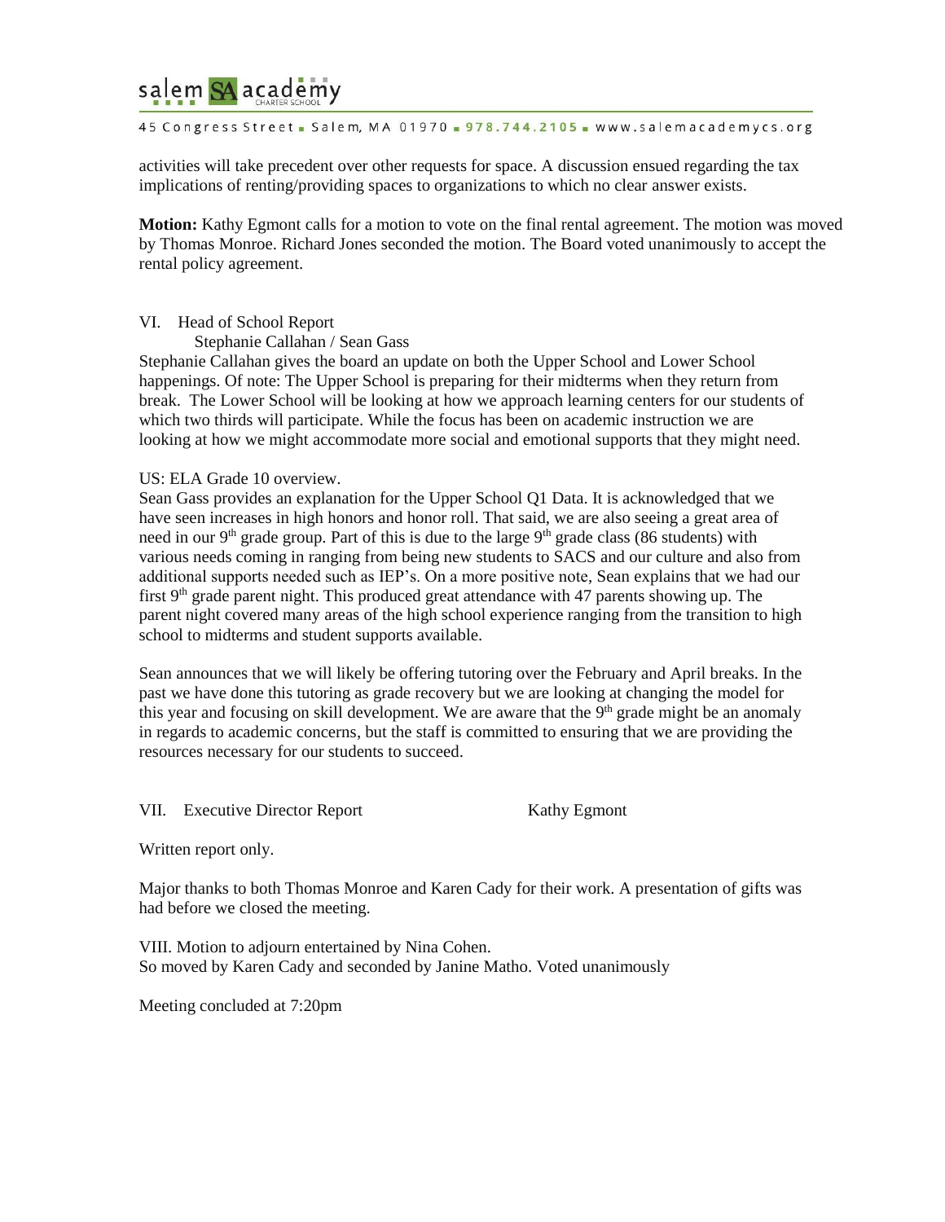activities will take precedent over other requests for space. A discussion ensued regarding the tax implications of renting/providing spaces to organizations to which no clear answer exists.

**Motion:** Kathy Egmont calls for a motion to vote on the final rental agreement. The motion was moved by Thomas Monroe. Richard Jones seconded the motion. The Board voted unanimously to accept the rental policy agreement.

VI. Head of School Report

Stephanie Callahan / Sean Gass

Stephanie Callahan gives the board an update on both the Upper School and Lower School happenings. Of note: The Upper School is preparing for their midterms when they return from break. The Lower School will be looking at how we approach learning centers for our students of which two thirds will participate. While the focus has been on academic instruction we are looking at how we might accommodate more social and emotional supports that they might need.

US: ELA Grade 10 overview.

Sean Gass provides an explanation for the Upper School Q1 Data. It is acknowledged that we have seen increases in high honors and honor roll. That said, we are also seeing a great area of need in our 9th grade group. Part of this is due to the large 9th grade class (86 students) with various needs coming in ranging from being new students to SACS and our culture and also from additional supports needed such as IEP's. On a more positive note, Sean explains that we had our first 9th grade parent night. This produced great attendance with 47 parents showing up. The parent night covered many areas of the high school experience ranging from the transition to high school to midterms and student supports available.

Sean announces that we will likely be offering tutoring over the February and April breaks. In the past we have done this tutoring as grade recovery but we are looking at changing the model for this year and focusing on skill development. We are aware that the 9th grade might be an anomaly in regards to academic concerns, but the staff is committed to ensuring that we are providing the resources necessary for our students to succeed.

VII. Executive Director Report Kathy Egmont

Written report only.

Major thanks to both Thomas Monroe and Karen Cady for their work. A presentation of gifts was had before we closed the meeting.

VIII. Motion to adjourn entertained by Nina Cohen.
So moved by Karen Cady and seconded by Janine Matho. Voted unanimously

Meeting concluded at 7:20pm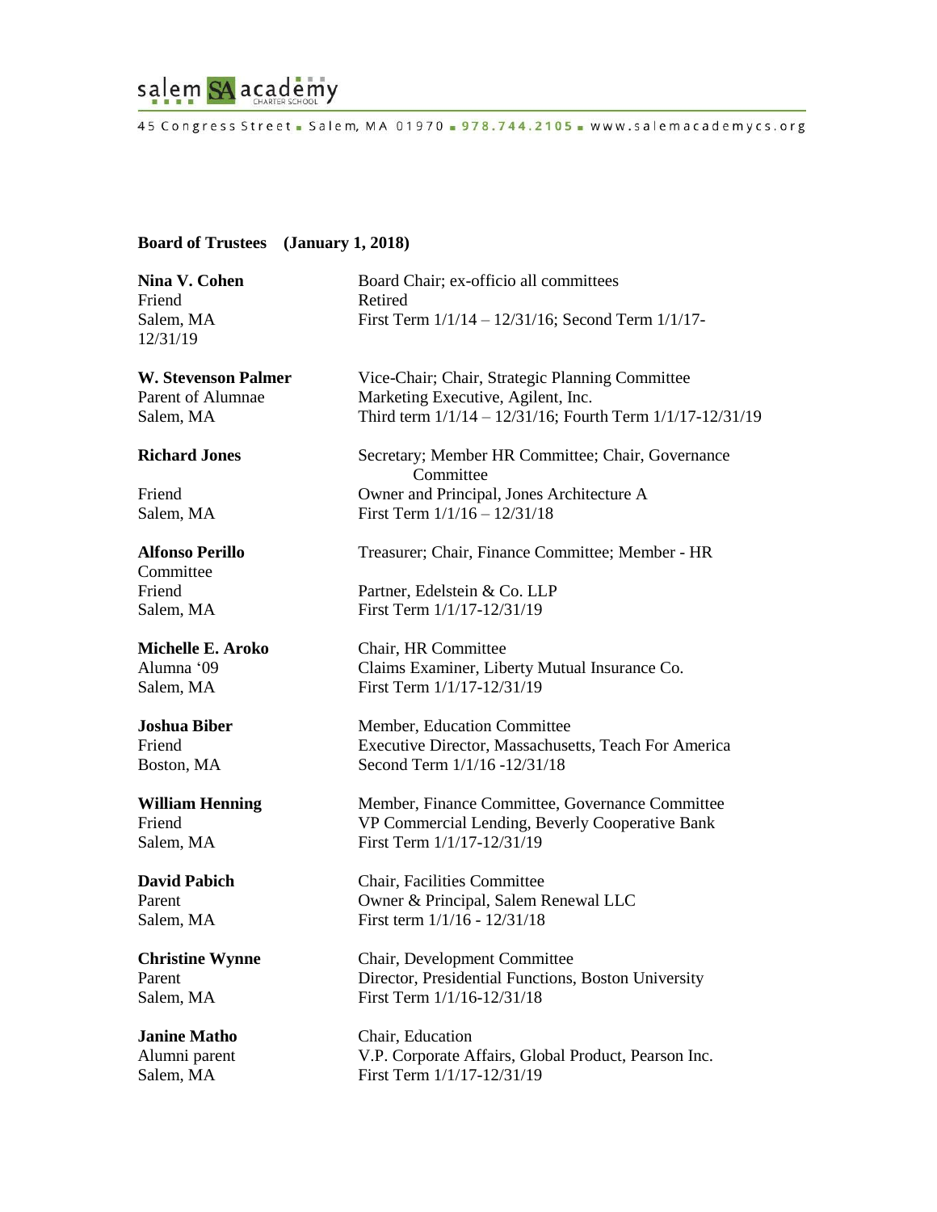salem SA academy CHARTER SCHOOL

45 Congress Street ■ Salem, MA 01970 ■ 978.744.2105 ■ www.salemacademycs.org

**Board of Trustees (January 1, 2018)**

| | |
|---|---|
| **Nina V. Cohen**<br>Friend<br>Salem, MA | Board Chair; ex-officio all committees<br>Retired<br>First Term 1/1/14 – 12/31/16; Second Term 1/1/17-12/31/19 |
| **W. Stevenson Palmer**<br>Parent of Alumnae<br>Salem, MA | Vice-Chair; Chair, Strategic Planning Committee<br>Marketing Executive, Agilent, Inc.<br>Third term 1/1/14 – 12/31/16; Fourth Term 1/1/17-12/31/19 |
| **Richard Jones**<br>Friend<br>Salem, MA | Secretary; Member HR Committee; Chair, Governance Committee<br>Owner and Principal, Jones Architecture A<br>First Term 1/1/16 – 12/31/18 |
| **Alfonso Perillo**<br>Friend<br>Salem, MA | Treasurer; Chair, Finance Committee; Member - HR Committee<br>Partner, Edelstein & Co. LLP<br>First Term 1/1/17-12/31/19 |
| **Michelle E. Aroko**<br>Alumna '09<br>Salem, MA | Chair, HR Committee<br>Claims Examiner, Liberty Mutual Insurance Co.<br>First Term 1/1/17-12/31/19 |
| **Joshua Biber**<br>Friend<br>Boston, MA | Member, Education Committee<br>Executive Director, Massachusetts, Teach For America<br>Second Term 1/1/16 -12/31/18 |
| **William Henning**<br>Friend<br>Salem, MA | Member, Finance Committee, Governance Committee<br>VP Commercial Lending, Beverly Cooperative Bank<br>First Term 1/1/17-12/31/19 |
| **David Pabich**<br>Parent<br>Salem, MA | Chair, Facilities Committee<br>Owner & Principal, Salem Renewal LLC<br>First term 1/1/16 - 12/31/18 |
| **Christine Wynne**<br>Parent<br>Salem, MA | Chair, Development Committee<br>Director, Presidential Functions, Boston University<br>First Term 1/1/16-12/31/18 |
| **Janine Matho**<br>Alumni parent<br>Salem, MA | Chair, Education<br>V.P. Corporate Affairs, Global Product, Pearson Inc.<br>First Term 1/1/17-12/31/19 |